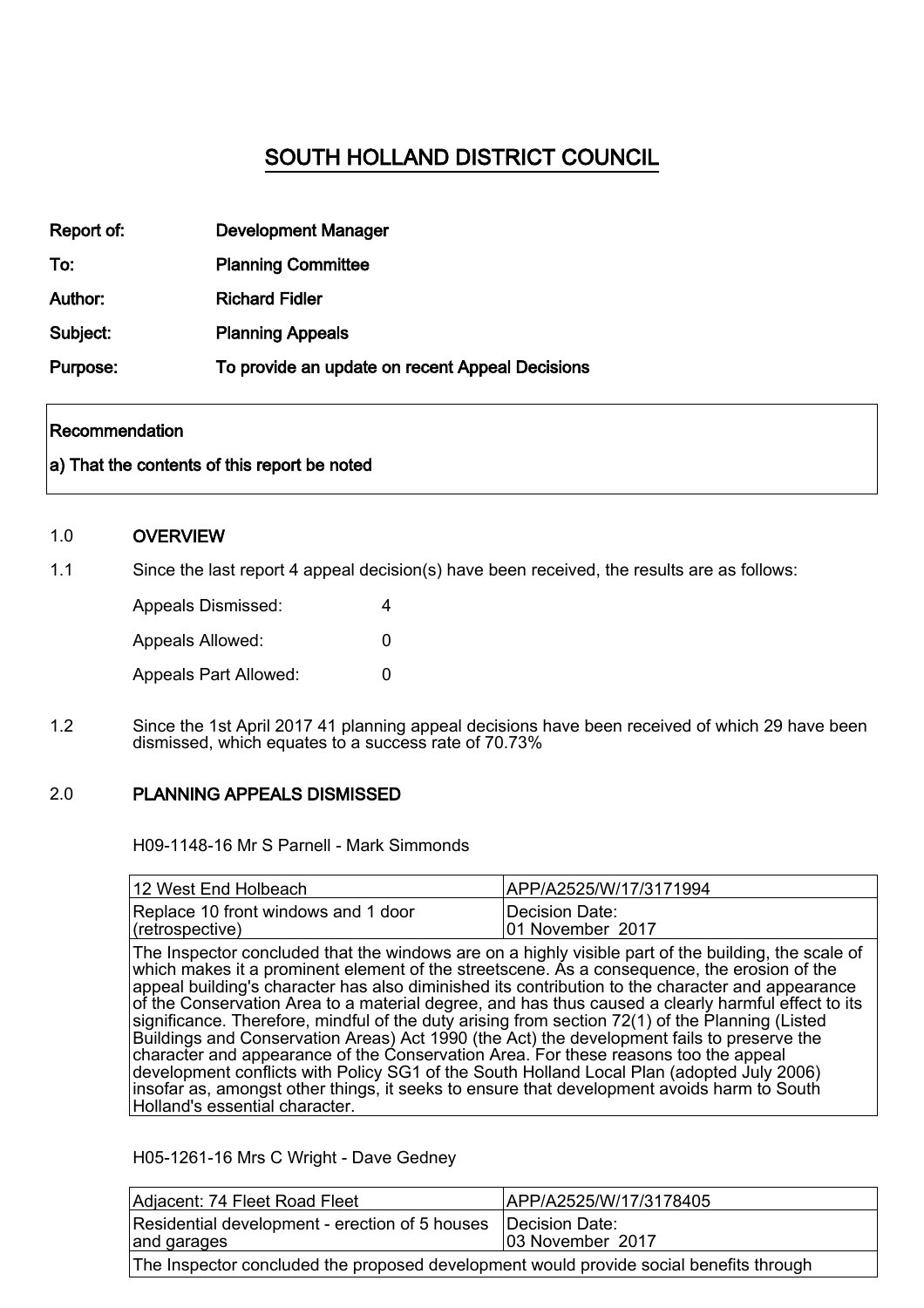# SOUTH HOLLAND DISTRICT COUNCIL

**Report of:** Development Manager

**To:** Planning Committee

**Author:** Richard Fidler

**Subject:** Planning Appeals

**Purpose:** To provide an update on recent Appeal Decisions

| Recommendation |
|---|
| a) That the contents of this report be noted |

## 1.0 OVERVIEW

1.1 Since the last report 4 appeal decision(s) have been received, the results are as follows:

| | |
|---|---|
| Appeals Dismissed: | 4 |
| Appeals Allowed: | 0 |
| Appeals Part Allowed: | 0 |

1.2 Since the 1st April 2017 41 planning appeal decisions have been received of which 29 have been dismissed, which equates to a success rate of 70.73%

## 2.0 PLANNING APPEALS DISMISSED

H09-1148-16 Mr S Parnell - Mark Simmonds

| 12 West End Holbeach | APP/A2525/W/17/3171994 |
|---|---|
| Replace 10 front windows and 1 door (retrospective) | Decision Date: 01 November 2017 |
| The Inspector concluded that the windows are on a highly visible part of the building, the scale of which makes it a prominent element of the streetscene. As a consequence, the erosion of the appeal building's character has also diminished its contribution to the character and appearance of the Conservation Area to a material degree, and has thus caused a clearly harmful effect to its significance. Therefore, mindful of the duty arising from section 72(1) of the Planning (Listed Buildings and Conservation Areas) Act 1990 (the Act) the development fails to preserve the character and appearance of the Conservation Area. For these reasons too the appeal development conflicts with Policy SG1 of the South Holland Local Plan (adopted July 2006) insofar as, amongst other things, it seeks to ensure that development avoids harm to South Holland's essential character. | |

H05-1261-16 Mrs C Wright - Dave Gedney

| Adjacent: 74 Fleet Road Fleet | APP/A2525/W/17/3178405 |
|---|---|
| Residential development - erection of 5 houses and garages | Decision Date: 03 November 2017 |
| The Inspector concluded the proposed development would provide social benefits through | |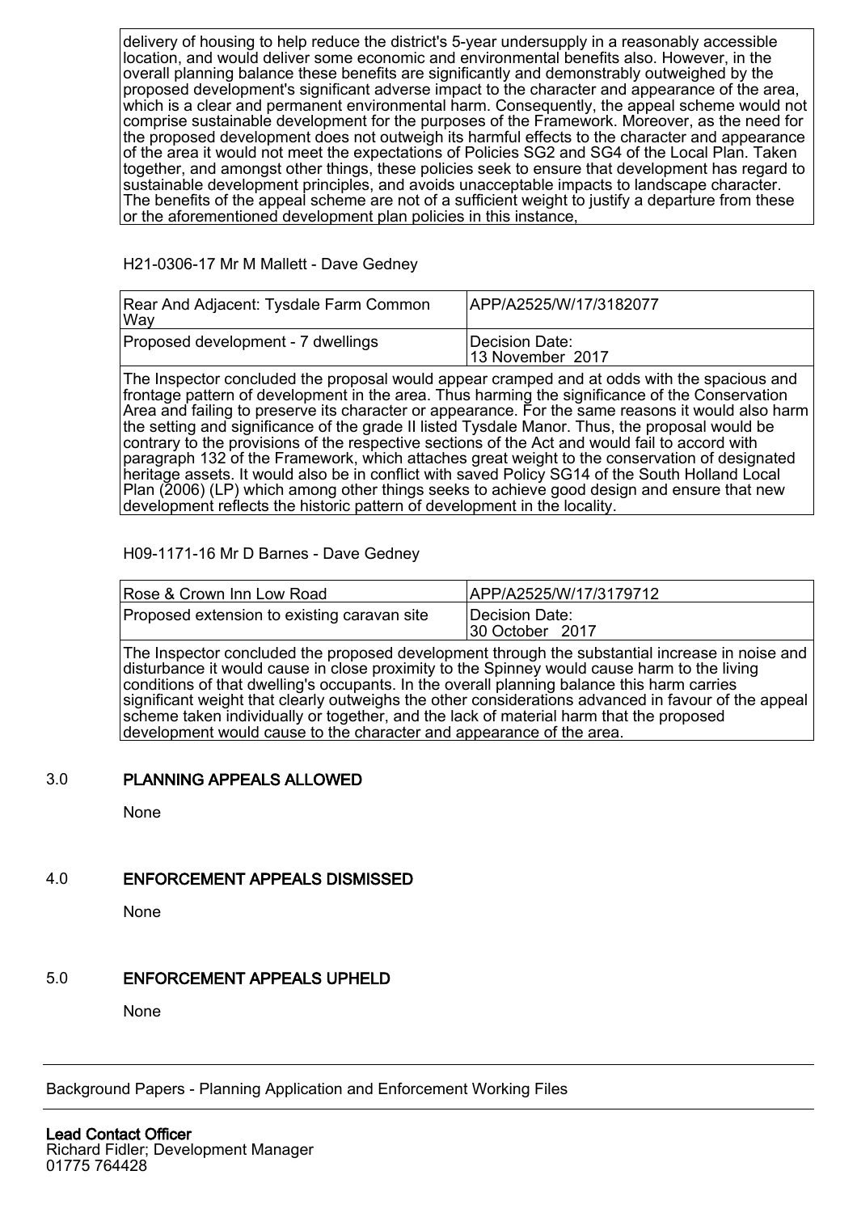delivery of housing to help reduce the district's 5-year undersupply in a reasonably accessible location, and would deliver some economic and environmental benefits also. However, in the overall planning balance these benefits are significantly and demonstrably outweighed by the proposed development's significant adverse impact to the character and appearance of the area, which is a clear and permanent environmental harm. Consequently, the appeal scheme would not comprise sustainable development for the purposes of the Framework. Moreover, as the need for the proposed development does not outweigh its harmful effects to the character and appearance of the area it would not meet the expectations of Policies SG2 and SG4 of the Local Plan. Taken together, and amongst other things, these policies seek to ensure that development has regard to sustainable development principles, and avoids unacceptable impacts to landscape character. The benefits of the appeal scheme are not of a sufficient weight to justify a departure from these or the aforementioned development plan policies in this instance,

H21-0306-17 Mr M Mallett - Dave Gedney

| Rear And Adjacent: Tysdale Farm Common Way | APP/A2525/W/17/3182077 |
|---|---|
| Proposed development - 7 dwellings | Decision Date: 13 November 2017 |

The Inspector concluded the proposal would appear cramped and at odds with the spacious and frontage pattern of development in the area. Thus harming the significance of the Conservation Area and failing to preserve its character or appearance. For the same reasons it would also harm the setting and significance of the grade II listed Tysdale Manor. Thus, the proposal would be contrary to the provisions of the respective sections of the Act and would fail to accord with paragraph 132 of the Framework, which attaches great weight to the conservation of designated heritage assets. It would also be in conflict with saved Policy SG14 of the South Holland Local Plan (2006) (LP) which among other things seeks to achieve good design and ensure that new development reflects the historic pattern of development in the locality.

H09-1171-16 Mr D Barnes - Dave Gedney

| Rose & Crown Inn Low Road | APP/A2525/W/17/3179712 |
|---|---|
| Proposed extension to existing caravan site | Decision Date: 30 October 2017 |

The Inspector concluded the proposed development through the substantial increase in noise and disturbance it would cause in close proximity to the Spinney would cause harm to the living conditions of that dwelling's occupants. In the overall planning balance this harm carries significant weight that clearly outweighs the other considerations advanced in favour of the appeal scheme taken individually or together, and the lack of material harm that the proposed development would cause to the character and appearance of the area.

## 3.0 PLANNING APPEALS ALLOWED

None

## 4.0 ENFORCEMENT APPEALS DISMISSED

None

## 5.0 ENFORCEMENT APPEALS UPHELD

None

Background Papers - Planning Application and Enforcement Working Files

**Lead Contact Officer**
Richard Fidler; Development Manager
01775 764428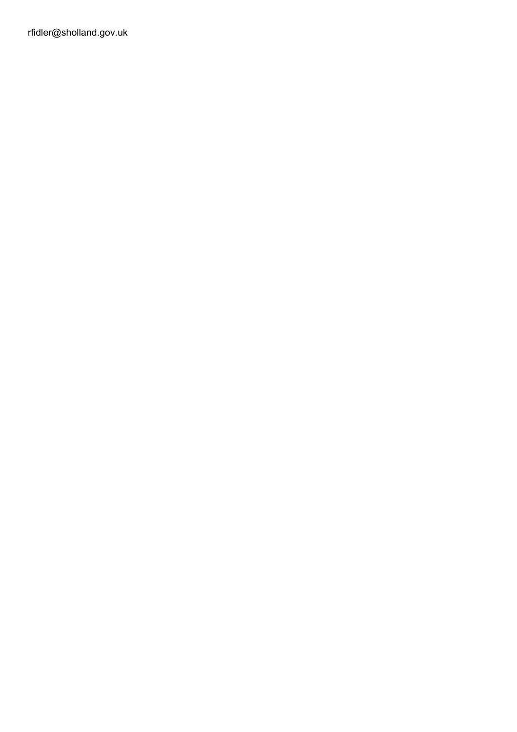rfidler@sholland.gov.uk